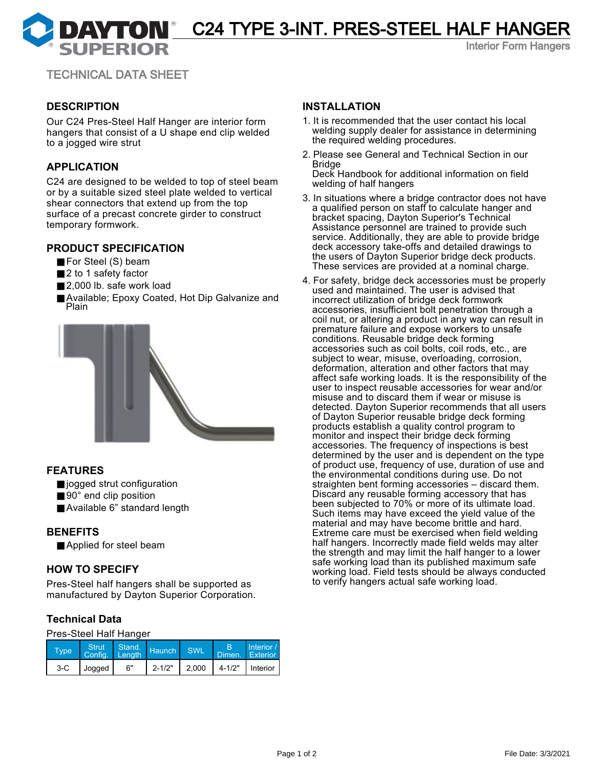# C24 TYPE 3-INT. PRES-STEEL HALF HANGER

Interior Form Hangers

TECHNICAL DATA SHEET

## DESCRIPTION

Our C24 Pres-Steel Half Hanger are interior form hangers that consist of a U shape end clip welded to a jogged wire strut

## APPLICATION

C24 are designed to be welded to top of steel beam or by a suitable sized steel plate welded to vertical shear connectors that extend up from the top surface of a precast concrete girder to construct temporary formwork.

## PRODUCT SPECIFICATION

- For Steel (S) beam
- 2 to 1 safety factor
- 2,000 lb. safe work load
- Available; Epoxy Coated, Hot Dip Galvanize and Plain

## FEATURES

- jogged strut configuration
- 90° end clip position
- Available 6" standard length

## BENEFITS

- Applied for steel beam

## HOW TO SPECIFY

Pres-Steel half hangers shall be supported as manufactured by Dayton Superior Corporation.

## Technical Data

Pres-Steel Half Hanger

| Type | Strut Config. | Stand. Length | Haunch | SWL | B Dimen. | Interior / Exterior |
|---|---|---|---|---|---|---|
| 3-C | Jogged | 6" | 2-1/2" | 2,000 | 4-1/2" | Interior |

## INSTALLATION

1. It is recommended that the user contact his local welding supply dealer for assistance in determining the required welding procedures.
2. Please see General and Technical Section in our Bridge Deck Handbook for additional information on field welding of half hangers
3. In situations where a bridge contractor does not have a qualified person on staff to calculate hanger and bracket spacing, Dayton Superior's Technical Assistance personnel are trained to provide such service. Additionally, they are able to provide bridge deck accessory take-offs and detailed drawings to the users of Dayton Superior bridge deck products. These services are provided at a nominal charge.
4. For safety, bridge deck accessories must be properly used and maintained. The user is advised that incorrect utilization of bridge deck formwork accessories, insufficient bolt penetration through a coil nut, or altering a product in any way can result in premature failure and expose workers to unsafe conditions. Reusable bridge deck forming accessories such as coil bolts, coil rods, etc., are subject to wear, misuse, overloading, corrosion, deformation, alteration and other factors that may affect safe working loads. It is the responsibility of the user to inspect reusable accessories for wear and/or misuse and to discard them if wear or misuse is detected. Dayton Superior recommends that all users of Dayton Superior reusable bridge deck forming products establish a quality control program to monitor and inspect their bridge deck forming accessories. The frequency of inspections is best determined by the user and is dependent on the type of product use, frequency of use, duration of use and the environmental conditions during use. Do not straighten bent forming accessories – discard them. Discard any reusable forming accessory that has been subjected to 70% or more of its ultimate load. Such items may have exceed the yield value of the material and may have become brittle and hard. Extreme care must be exercised when field welding half hangers. Incorrectly made field welds may alter the strength and may limit the half hanger to a lower safe working load than its published maximum safe working load. Field tests should be always conducted to verify hangers actual safe working load.

File Date: 3/3/2021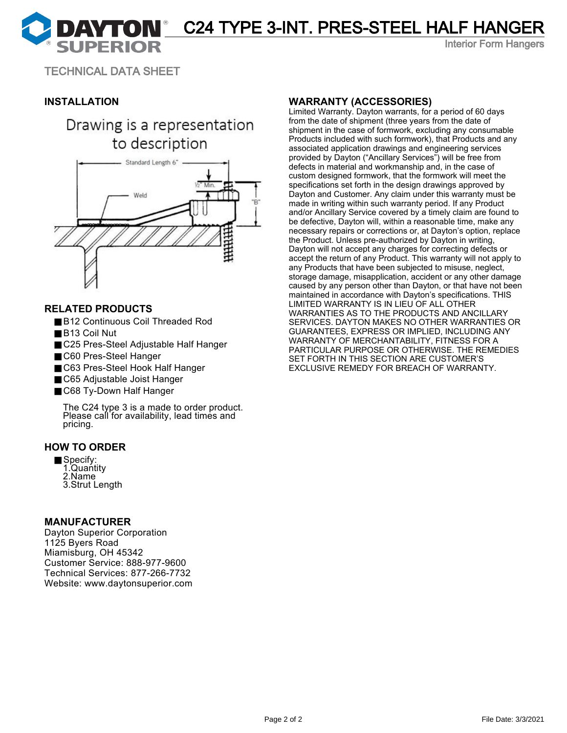# C24 TYPE 3-INT. PRES-STEEL HALF HANGER

Interior Form Hangers

TECHNICAL DATA SHEET

## INSTALLATION

Drawing is a representation to description

Standard Length 6"

½" Min.

Weld

"B"

## RELATED PRODUCTS

- B12 Continuous Coil Threaded Rod
- B13 Coil Nut
- C25 Pres-Steel Adjustable Half Hanger
- C60 Pres-Steel Hanger
- C63 Pres-Steel Hook Half Hanger
- C65 Adjustable Joist Hanger
- C68 Ty-Down Half Hanger

The C24 type 3 is a made to order product. Please call for availability, lead times and pricing.

## HOW TO ORDER

- Specify:
  1. Quantity
  2. Name
  3. Strut Length

## MANUFACTURER

Dayton Superior Corporation
1125 Byers Road
Miamisburg, OH 45342
Customer Service: 888-977-9600
Technical Services: 877-266-7732
Website: www.daytonsuperior.com

## WARRANTY (ACCESSORIES)

Limited Warranty. Dayton warrants, for a period of 60 days from the date of shipment (three years from the date of shipment in the case of formwork, excluding any consumable Products included with such formwork), that Products and any associated application drawings and engineering services provided by Dayton ("Ancillary Services") will be free from defects in material and workmanship and, in the case of custom designed formwork, that the formwork will meet the specifications set forth in the design drawings approved by Dayton and Customer. Any claim under this warranty must be made in writing within such warranty period. If any Product and/or Ancillary Service covered by a timely claim are found to be defective, Dayton will, within a reasonable time, make any necessary repairs or corrections or, at Dayton's option, replace the Product. Unless pre-authorized by Dayton in writing, Dayton will not accept any charges for correcting defects or accept the return of any Product. This warranty will not apply to any Products that have been subjected to misuse, neglect, storage damage, misapplication, accident or any other damage caused by any person other than Dayton, or that have not been maintained in accordance with Dayton's specifications. THIS LIMITED WARRANTY IS IN LIEU OF ALL OTHER WARRANTIES AS TO THE PRODUCTS AND ANCILLARY SERVICES. DAYTON MAKES NO OTHER WARRANTIES OR GUARANTEES, EXPRESS OR IMPLIED, INCLUDING ANY WARRANTY OF MERCHANTABILITY, FITNESS FOR A PARTICULAR PURPOSE OR OTHERWISE. THE REMEDIES SET FORTH IN THIS SECTION ARE CUSTOMER'S EXCLUSIVE REMEDY FOR BREACH OF WARRANTY.

File Date: 3/3/2021